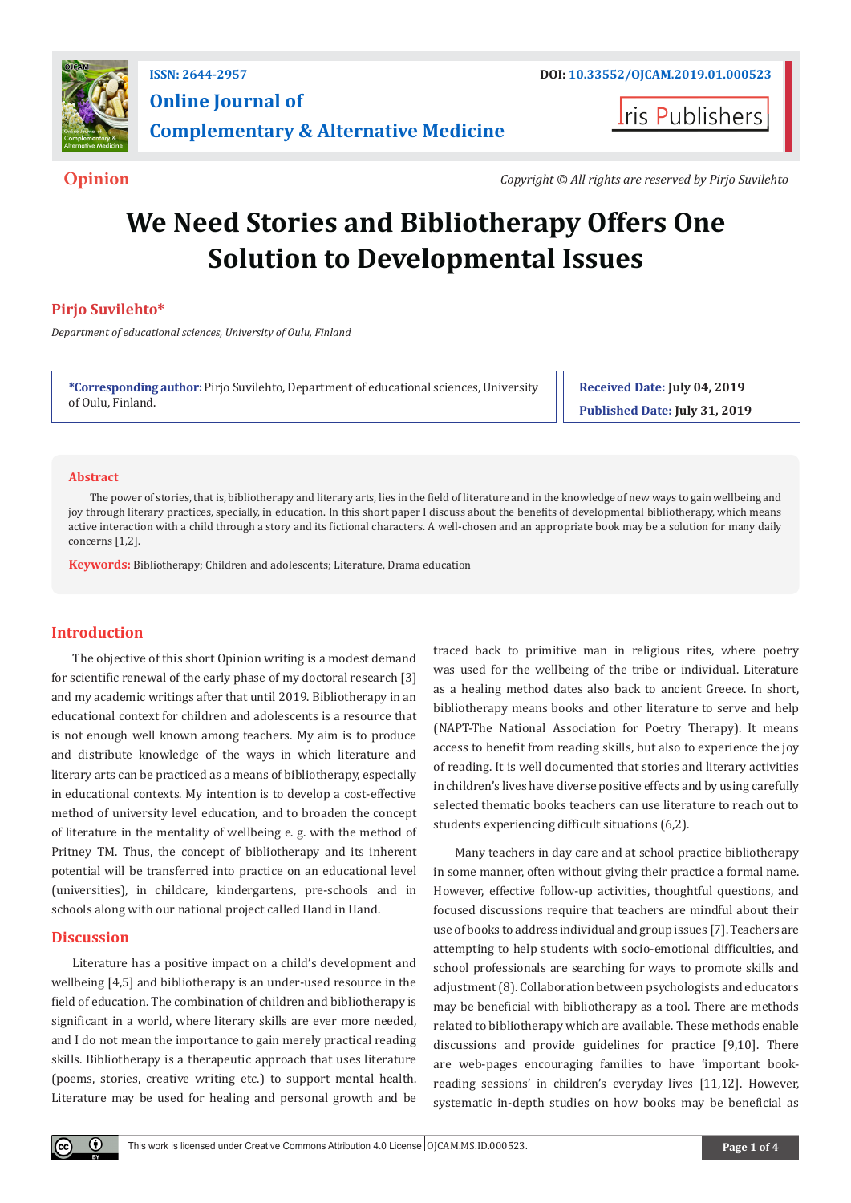ISSN: 2644-2957

DOI: 10.33552/OJCAM.2019.01.000523

**Online Journal of Complementary & Alternative Medicine**

Iris Publishers

**Opinion**

*Copyright © All rights are reserved by Pirjo Suvilehto*

# We Need Stories and Bibliotherapy Offers One Solution to Developmental Issues

**Pirjo Suvilehto***

*Department of educational sciences, University of Oulu, Finland*

**\*Corresponding author:** Pirjo Suvilehto, Department of educational sciences, University of Oulu, Finland.

**Received Date:** July 04, 2019

**Published Date:** July 31, 2019

## Abstract

The power of stories, that is, bibliotherapy and literary arts, lies in the field of literature and in the knowledge of new ways to gain wellbeing and joy through literary practices, specially, in education. In this short paper I discuss about the benefits of developmental bibliotherapy, which means active interaction with a child through a story and its fictional characters. A well-chosen and an appropriate book may be a solution for many daily concerns [1,2].

**Keywords:** Bibliotherapy; Children and adolescents; Literature, Drama education

## Introduction

The objective of this short Opinion writing is a modest demand for scientific renewal of the early phase of my doctoral research [3] and my academic writings after that until 2019. Bibliotherapy in an educational context for children and adolescents is a resource that is not enough well known among teachers. My aim is to produce and distribute knowledge of the ways in which literature and literary arts can be practiced as a means of bibliotherapy, especially in educational contexts. My intention is to develop a cost-effective method of university level education, and to broaden the concept of literature in the mentality of wellbeing e. g. with the method of Pritney TM. Thus, the concept of bibliotherapy and its inherent potential will be transferred into practice on an educational level (universities), in childcare, kindergartens, pre-schools and in schools along with our national project called Hand in Hand.

## Discussion

Literature has a positive impact on a child's development and wellbeing [4,5] and bibliotherapy is an under-used resource in the field of education. The combination of children and bibliotherapy is significant in a world, where literary skills are ever more needed, and I do not mean the importance to gain merely practical reading skills. Bibliotherapy is a therapeutic approach that uses literature (poems, stories, creative writing etc.) to support mental health. Literature may be used for healing and personal growth and be traced back to primitive man in religious rites, where poetry was used for the wellbeing of the tribe or individual. Literature as a healing method dates also back to ancient Greece. In short, bibliotherapy means books and other literature to serve and help (NAPT-The National Association for Poetry Therapy). It means access to benefit from reading skills, but also to experience the joy of reading. It is well documented that stories and literary activities in children's lives have diverse positive effects and by using carefully selected thematic books teachers can use literature to reach out to students experiencing difficult situations (6,2).

Many teachers in day care and at school practice bibliotherapy in some manner, often without giving their practice a formal name. However, effective follow-up activities, thoughtful questions, and focused discussions require that teachers are mindful about their use of books to address individual and group issues [7]. Teachers are attempting to help students with socio-emotional difficulties, and school professionals are searching for ways to promote skills and adjustment (8). Collaboration between psychologists and educators may be beneficial with bibliotherapy as a tool. There are methods related to bibliotherapy which are available. These methods enable discussions and provide guidelines for practice [9,10]. There are web-pages encouraging families to have 'important book-reading sessions' in children's everyday lives [11,12]. However, systematic in-depth studies on how books may be beneficial as

This work is licensed under Creative Commons Attribution 4.0 License OJCAM.MS.ID.000523.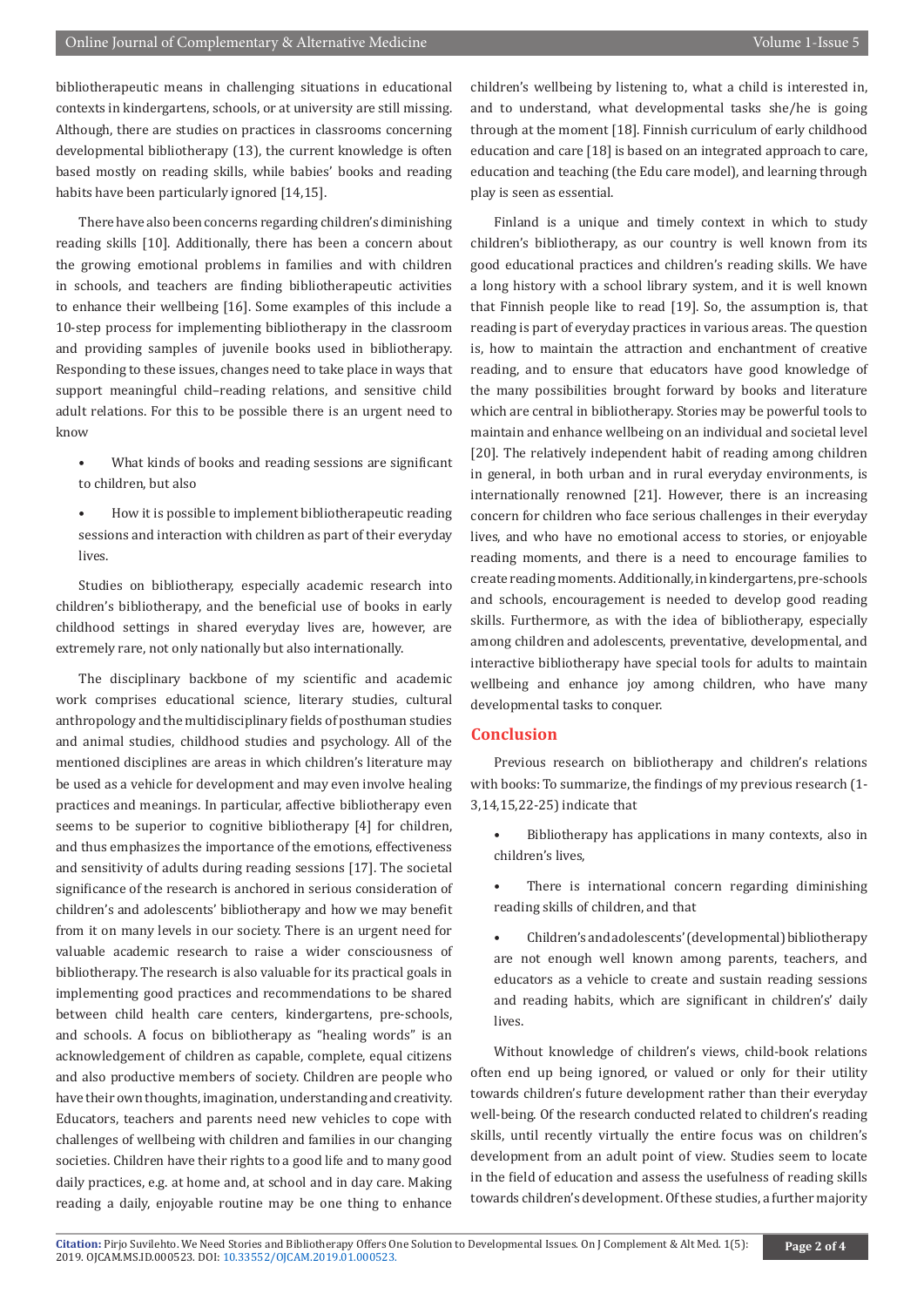bibliotherapeutic means in challenging situations in educational contexts in kindergartens, schools, or at university are still missing. Although, there are studies on practices in classrooms concerning developmental bibliotherapy (13), the current knowledge is often based mostly on reading skills, while babies' books and reading habits have been particularly ignored [14,15].

There have also been concerns regarding children's diminishing reading skills [10]. Additionally, there has been a concern about the growing emotional problems in families and with children in schools, and teachers are finding bibliotherapeutic activities to enhance their wellbeing [16]. Some examples of this include a 10-step process for implementing bibliotherapy in the classroom and providing samples of juvenile books used in bibliotherapy. Responding to these issues, changes need to take place in ways that support meaningful child–reading relations, and sensitive child adult relations. For this to be possible there is an urgent need to know

- What kinds of books and reading sessions are significant to children, but also
- How it is possible to implement bibliotherapeutic reading sessions and interaction with children as part of their everyday lives.

Studies on bibliotherapy, especially academic research into children's bibliotherapy, and the beneficial use of books in early childhood settings in shared everyday lives are, however, are extremely rare, not only nationally but also internationally.

The disciplinary backbone of my scientific and academic work comprises educational science, literary studies, cultural anthropology and the multidisciplinary fields of posthuman studies and animal studies, childhood studies and psychology. All of the mentioned disciplines are areas in which children's literature may be used as a vehicle for development and may even involve healing practices and meanings. In particular, affective bibliotherapy even seems to be superior to cognitive bibliotherapy [4] for children, and thus emphasizes the importance of the emotions, effectiveness and sensitivity of adults during reading sessions [17]. The societal significance of the research is anchored in serious consideration of children's and adolescents' bibliotherapy and how we may benefit from it on many levels in our society. There is an urgent need for valuable academic research to raise a wider consciousness of bibliotherapy. The research is also valuable for its practical goals in implementing good practices and recommendations to be shared between child health care centers, kindergartens, pre-schools, and schools. A focus on bibliotherapy as "healing words" is an acknowledgement of children as capable, complete, equal citizens and also productive members of society. Children are people who have their own thoughts, imagination, understanding and creativity. Educators, teachers and parents need new vehicles to cope with challenges of wellbeing with children and families in our changing societies. Children have their rights to a good life and to many good daily practices, e.g. at home and, at school and in day care. Making reading a daily, enjoyable routine may be one thing to enhance children's wellbeing by listening to, what a child is interested in, and to understand, what developmental tasks she/he is going through at the moment [18]. Finnish curriculum of early childhood education and care [18] is based on an integrated approach to care, education and teaching (the Edu care model), and learning through play is seen as essential.

Finland is a unique and timely context in which to study children's bibliotherapy, as our country is well known from its good educational practices and children's reading skills. We have a long history with a school library system, and it is well known that Finnish people like to read [19]. So, the assumption is, that reading is part of everyday practices in various areas. The question is, how to maintain the attraction and enchantment of creative reading, and to ensure that educators have good knowledge of the many possibilities brought forward by books and literature which are central in bibliotherapy. Stories may be powerful tools to maintain and enhance wellbeing on an individual and societal level [20]. The relatively independent habit of reading among children in general, in both urban and in rural everyday environments, is internationally renowned [21]. However, there is an increasing concern for children who face serious challenges in their everyday lives, and who have no emotional access to stories, or enjoyable reading moments, and there is a need to encourage families to create reading moments. Additionally, in kindergartens, pre-schools and schools, encouragement is needed to develop good reading skills. Furthermore, as with the idea of bibliotherapy, especially among children and adolescents, preventative, developmental, and interactive bibliotherapy have special tools for adults to maintain wellbeing and enhance joy among children, who have many developmental tasks to conquer.

## Conclusion

Previous research on bibliotherapy and children's relations with books: To summarize, the findings of my previous research (1-3,14,15,22-25) indicate that

- Bibliotherapy has applications in many contexts, also in children's lives,
- There is international concern regarding diminishing reading skills of children, and that
- Children's and adolescents' (developmental) bibliotherapy are not enough well known among parents, teachers, and educators as a vehicle to create and sustain reading sessions and reading habits, which are significant in children's' daily lives.

Without knowledge of children's views, child-book relations often end up being ignored, or valued or only for their utility towards children's future development rather than their everyday well-being. Of the research conducted related to children's reading skills, until recently virtually the entire focus was on children's development from an adult point of view. Studies seem to locate in the field of education and assess the usefulness of reading skills towards children's development. Of these studies, a further majority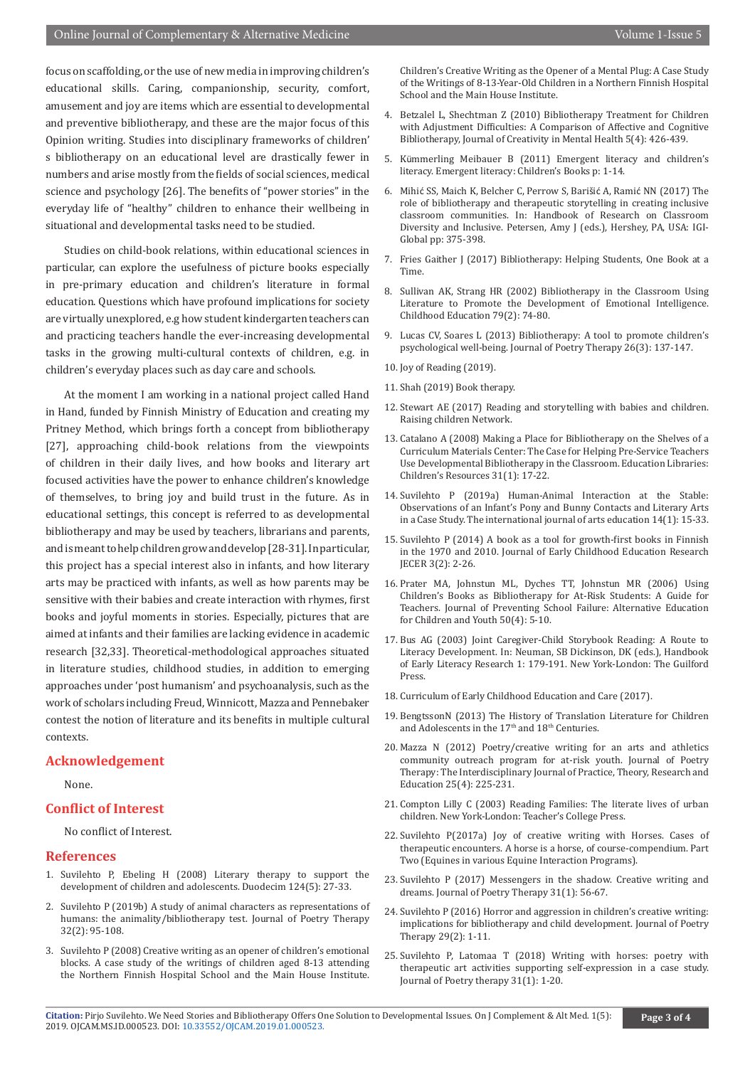focus on scaffolding, or the use of new media in improving children's educational skills. Caring, companionship, security, comfort, amusement and joy are items which are essential to developmental and preventive bibliotherapy, and these are the major focus of this Opinion writing. Studies into disciplinary frameworks of children' s bibliotherapy on an educational level are drastically fewer in numbers and arise mostly from the fields of social sciences, medical science and psychology [26]. The benefits of "power stories" in the everyday life of "healthy" children to enhance their wellbeing in situational and developmental tasks need to be studied.

Studies on child-book relations, within educational sciences in particular, can explore the usefulness of picture books especially in pre-primary education and children's literature in formal education. Questions which have profound implications for society are virtually unexplored, e.g how student kindergarten teachers can and practicing teachers handle the ever-increasing developmental tasks in the growing multi-cultural contexts of children, e.g. in children's everyday places such as day care and schools.

At the moment I am working in a national project called Hand in Hand, funded by Finnish Ministry of Education and creating my Pritney Method, which brings forth a concept from bibliotherapy [27], approaching child-book relations from the viewpoints of children in their daily lives, and how books and literary art focused activities have the power to enhance children's knowledge of themselves, to bring joy and build trust in the future. As in educational settings, this concept is referred to as developmental bibliotherapy and may be used by teachers, librarians and parents, and is meant to help children grow and develop [28-31]. In particular, this project has a special interest also in infants, and how literary arts may be practiced with infants, as well as how parents may be sensitive with their babies and create interaction with rhymes, first books and joyful moments in stories. Especially, pictures that are aimed at infants and their families are lacking evidence in academic research [32,33]. Theoretical-methodological approaches situated in literature studies, childhood studies, in addition to emerging approaches under 'post humanism' and psychoanalysis, such as the work of scholars including Freud, Winnicott, Mazza and Pennebaker contest the notion of literature and its benefits in multiple cultural contexts.

## Acknowledgement

None.

## Conflict of Interest

No conflict of Interest.

## References

1. Suvilehto P, Ebeling H (2008) Literary therapy to support the development of children and adolescents. Duodecim 124(5): 27-33.
2. Suvilehto P (2019b) A study of animal characters as representations of humans: the animality/bibliotherapy test. Journal of Poetry Therapy 32(2): 95-108.
3. Suvilehto P (2008) Creative writing as an opener of children's emotional blocks. A case study of the writings of children aged 8-13 attending the Northern Finnish Hospital School and the Main House Institute. Children's Creative Writing as the Opener of a Mental Plug: A Case Study of the Writings of 8-13-Year-Old Children in a Northern Finnish Hospital School and the Main House Institute.
4. Betzalel L, Shechtman Z (2010) Bibliotherapy Treatment for Children with Adjustment Difficulties: A Comparison of Affective and Cognitive Bibliotherapy, Journal of Creativity in Mental Health 5(4): 426-439.
5. Kümmerling Meibauer B (2011) Emergent literacy and children's literacy. Emergent literacy: Children's Books p: 1-14.
6. Mihić SS, Maich K, Belcher C, Perrow S, Barišić A, Ramić NN (2017) The role of bibliotherapy and therapeutic storytelling in creating inclusive classroom communities. In: Handbook of Research on Classroom Diversity and Inclusive. Petersen, Amy J (eds.), Hershey, PA, USA: IGI-Global pp: 375-398.
7. Fries Gaither J (2017) Bibliotherapy: Helping Students, One Book at a Time.
8. Sullivan AK, Strang HR (2002) Bibliotherapy in the Classroom Using Literature to Promote the Development of Emotional Intelligence. Childhood Education 79(2): 74-80.
9. Lucas CV, Soares L (2013) Bibliotherapy: A tool to promote children's psychological well-being. Journal of Poetry Therapy 26(3): 137-147.
10. Joy of Reading (2019).
11. Shah (2019) Book therapy.
12. Stewart AE (2017) Reading and storytelling with babies and children. Raising children Network.
13. Catalano A (2008) Making a Place for Bibliotherapy on the Shelves of a Curriculum Materials Center: The Case for Helping Pre-Service Teachers Use Developmental Bibliotherapy in the Classroom. Education Libraries: Children's Resources 31(1): 17-22.
14. Suvilehto P (2019a) Human-Animal Interaction at the Stable: Observations of an Infant's Pony and Bunny Contacts and Literary Arts in a Case Study. The international journal of arts education 14(1): 15-33.
15. Suvilehto P (2014) A book as a tool for growth-first books in Finnish in the 1970 and 2010. Journal of Early Childhood Education Research JECER 3(2): 2-26.
16. Prater MA, Johnstun ML, Dyches TT, Johnstun MR (2006) Using Children's Books as Bibliotherapy for At-Risk Students: A Guide for Teachers. Journal of Preventing School Failure: Alternative Education for Children and Youth 50(4): 5-10.
17. Bus AG (2003) Joint Caregiver-Child Storybook Reading: A Route to Literacy Development. In: Neuman, SB Dickinson, DK (eds.), Handbook of Early Literacy Research 1: 179-191. New York-London: The Guilford Press.
18. Curriculum of Early Childhood Education and Care (2017).
19. BengtssonN (2013) The History of Translation Literature for Children and Adolescents in the 17th and 18th Centuries.
20. Mazza N (2012) Poetry/creative writing for an arts and athletics community outreach program for at-risk youth. Journal of Poetry Therapy: The Interdisciplinary Journal of Practice, Theory, Research and Education 25(4): 225-231.
21. Compton Lilly C (2003) Reading Families: The literate lives of urban children. New York-London: Teacher's College Press.
22. Suvilehto P(2017a) Joy of creative writing with Horses. Cases of therapeutic encounters. A horse is a horse, of course-compendium. Part Two (Equines in various Equine Interaction Programs).
23. Suvilehto P (2017) Messengers in the shadow. Creative writing and dreams. Journal of Poetry Therapy 31(1): 56-67.
24. Suvilehto P (2016) Horror and aggression in children's creative writing: implications for bibliotherapy and child development. Journal of Poetry Therapy 29(2): 1-11.
25. Suvilehto P, Latomaa T (2018) Writing with horses: poetry with therapeutic art activities supporting self-expression in a case study. Journal of Poetry therapy 31(1): 1-20.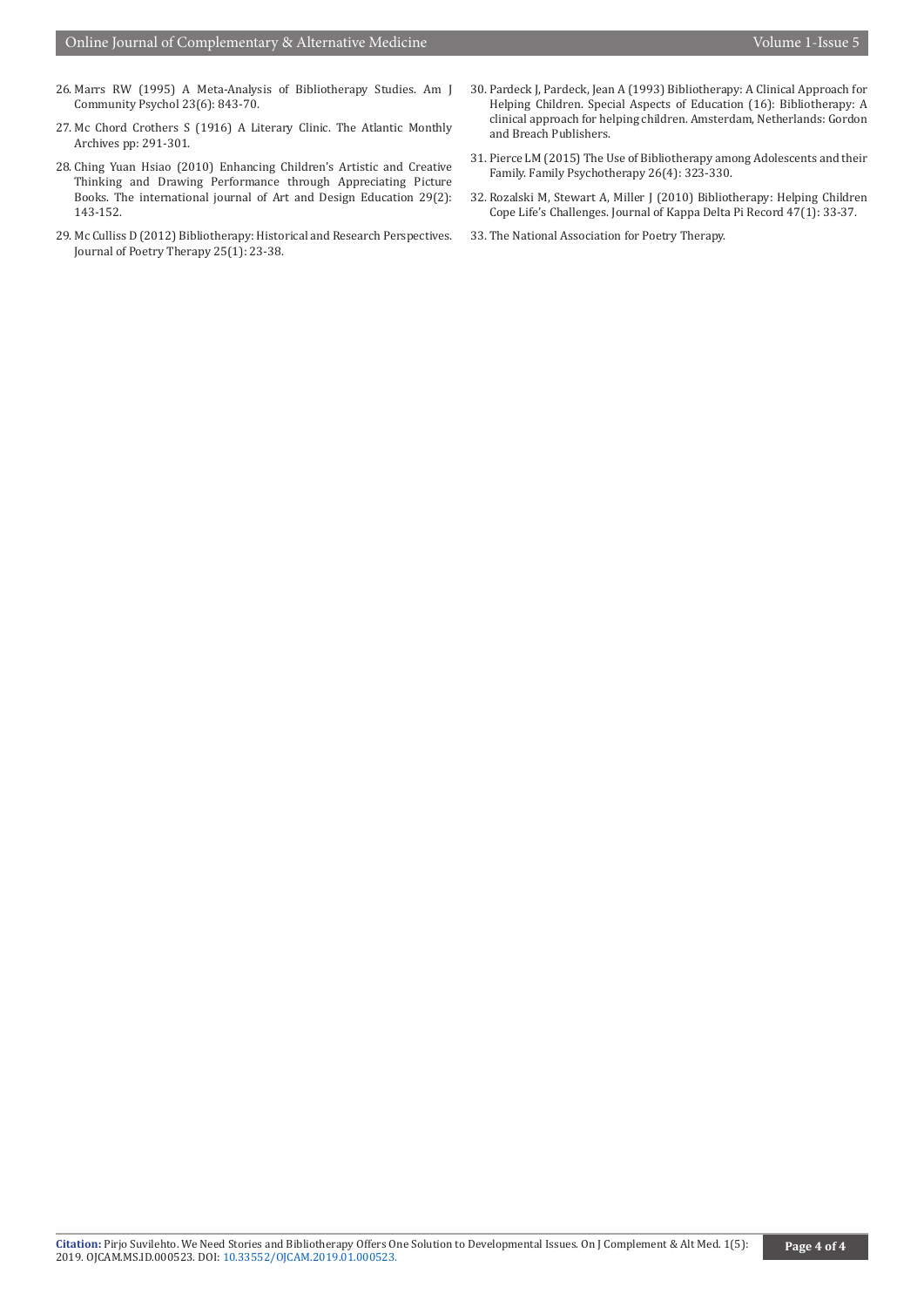26. Marrs RW (1995) A Meta-Analysis of Bibliotherapy Studies. Am J Community Psychol 23(6): 843-70.
27. Mc Chord Crothers S (1916) A Literary Clinic. The Atlantic Monthly Archives pp: 291-301.
28. Ching Yuan Hsiao (2010) Enhancing Children's Artistic and Creative Thinking and Drawing Performance through Appreciating Picture Books. The international journal of Art and Design Education 29(2): 143-152.
29. Mc Culliss D (2012) Bibliotherapy: Historical and Research Perspectives. Journal of Poetry Therapy 25(1): 23-38.
30. Pardeck J, Pardeck, Jean A (1993) Bibliotherapy: A Clinical Approach for Helping Children. Special Aspects of Education (16): Bibliotherapy: A clinical approach for helping children. Amsterdam, Netherlands: Gordon and Breach Publishers.
31. Pierce LM (2015) The Use of Bibliotherapy among Adolescents and their Family. Family Psychotherapy 26(4): 323-330.
32. Rozalski M, Stewart A, Miller J (2010) Bibliotherapy: Helping Children Cope Life's Challenges. Journal of Kappa Delta Pi Record 47(1): 33-37.
33. The National Association for Poetry Therapy.